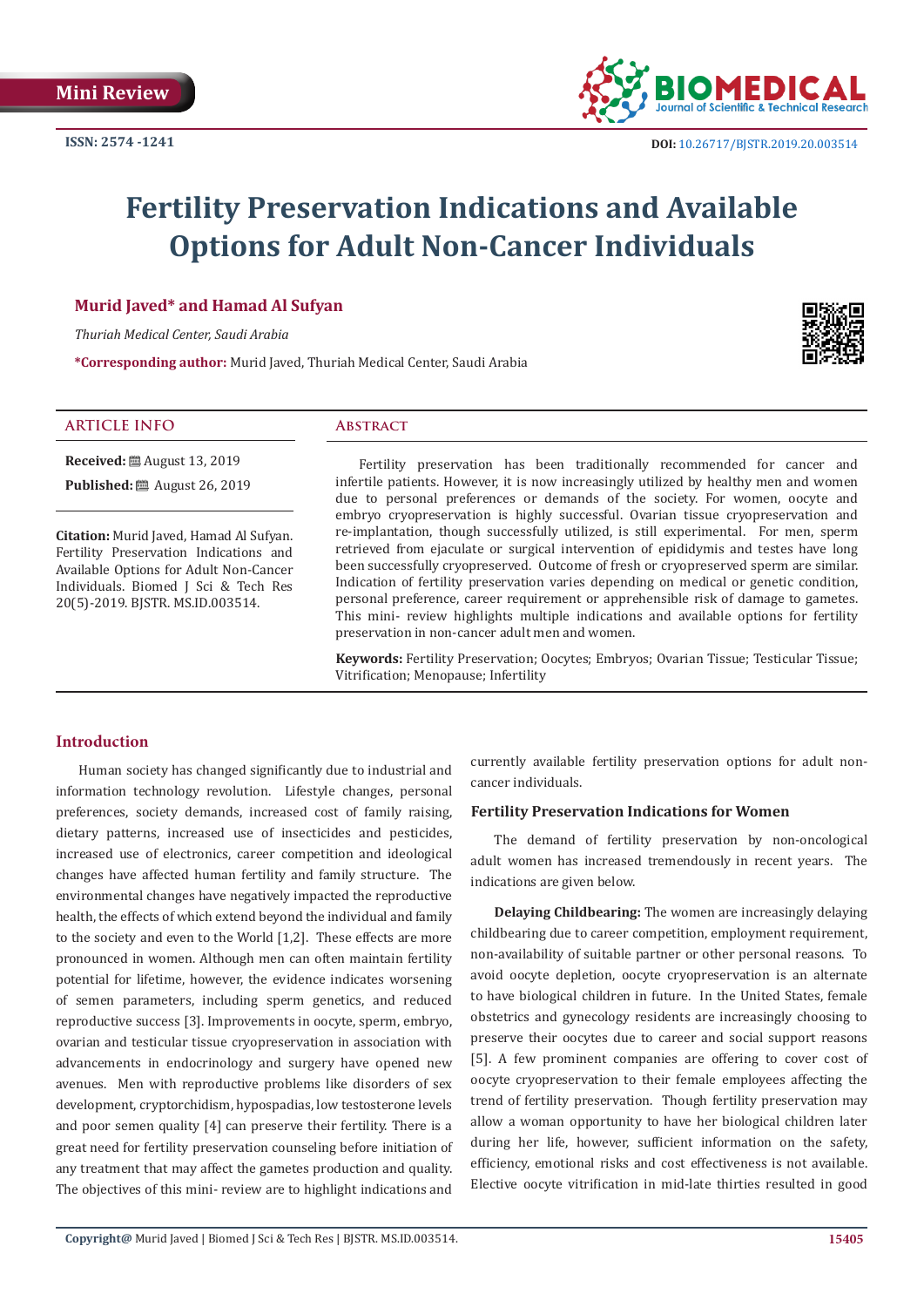Mini Review

ISSN: 2574 -1241

DOI: 10.26717/BJSTR.2019.20.003514

# Fertility Preservation Indications and Available Options for Adult Non-Cancer Individuals

**Murid Javed\* and Hamad Al Sufyan**

*Thuriah Medical Center, Saudi Arabia*

**\*Corresponding author:** Murid Javed, Thuriah Medical Center, Saudi Arabia

## ARTICLE INFO

**Received:** August 13, 2019

**Published:** August 26, 2019

**Citation:** Murid Javed, Hamad Al Sufyan. Fertility Preservation Indications and Available Options for Adult Non-Cancer Individuals. Biomed J Sci & Tech Res 20(5)-2019. BJSTR. MS.ID.003514.

## Abstract

Fertility preservation has been traditionally recommended for cancer and infertile patients. However, it is now increasingly utilized by healthy men and women due to personal preferences or demands of the society. For women, oocyte and embryo cryopreservation is highly successful. Ovarian tissue cryopreservation and re-implantation, though successfully utilized, is still experimental. For men, sperm retrieved from ejaculate or surgical intervention of epididymis and testes have long been successfully cryopreserved. Outcome of fresh or cryopreserved sperm are similar. Indication of fertility preservation varies depending on medical or genetic condition, personal preference, career requirement or apprehensible risk of damage to gametes. This mini- review highlights multiple indications and available options for fertility preservation in non-cancer adult men and women.

**Keywords:** Fertility Preservation; Oocytes; Embryos; Ovarian Tissue; Testicular Tissue; Vitrification; Menopause; Infertility

## Introduction

Human society has changed significantly due to industrial and information technology revolution. Lifestyle changes, personal preferences, society demands, increased cost of family raising, dietary patterns, increased use of insecticides and pesticides, increased use of electronics, career competition and ideological changes have affected human fertility and family structure. The environmental changes have negatively impacted the reproductive health, the effects of which extend beyond the individual and family to the society and even to the World [1,2]. These effects are more pronounced in women. Although men can often maintain fertility potential for lifetime, however, the evidence indicates worsening of semen parameters, including sperm genetics, and reduced reproductive success [3]. Improvements in oocyte, sperm, embryo, ovarian and testicular tissue cryopreservation in association with advancements in endocrinology and surgery have opened new avenues. Men with reproductive problems like disorders of sex development, cryptorchidism, hypospadias, low testosterone levels and poor semen quality [4] can preserve their fertility. There is a great need for fertility preservation counseling before initiation of any treatment that may affect the gametes production and quality. The objectives of this mini- review are to highlight indications and currently available fertility preservation options for adult non-cancer individuals.

### Fertility Preservation Indications for Women

The demand of fertility preservation by non-oncological adult women has increased tremendously in recent years. The indications are given below.

**Delaying Childbearing:** The women are increasingly delaying childbearing due to career competition, employment requirement, non-availability of suitable partner or other personal reasons. To avoid oocyte depletion, oocyte cryopreservation is an alternate to have biological children in future. In the United States, female obstetrics and gynecology residents are increasingly choosing to preserve their oocytes due to career and social support reasons [5]. A few prominent companies are offering to cover cost of oocyte cryopreservation to their female employees affecting the trend of fertility preservation. Though fertility preservation may allow a woman opportunity to have her biological children later during her life, however, sufficient information on the safety, efficiency, emotional risks and cost effectiveness is not available. Elective oocyte vitrification in mid-late thirties resulted in good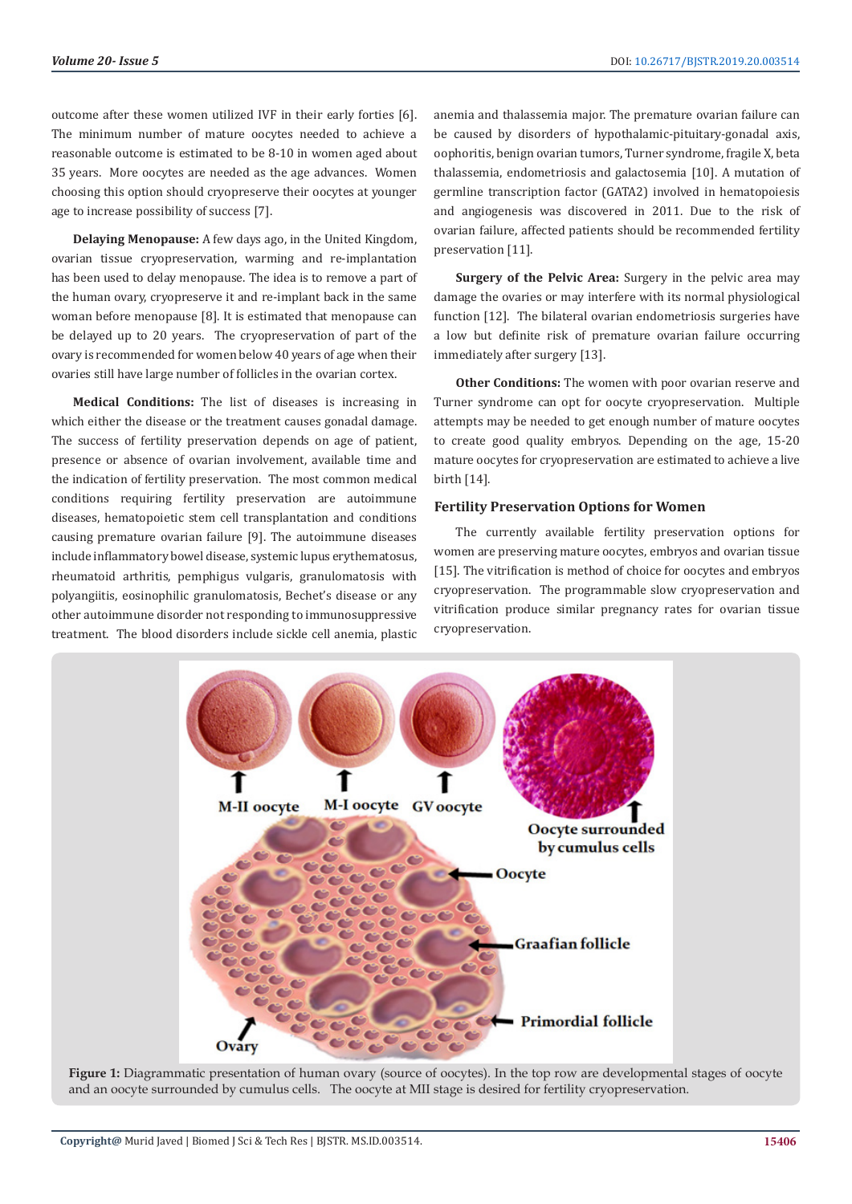outcome after these women utilized IVF in their early forties [6]. The minimum number of mature oocytes needed to achieve a reasonable outcome is estimated to be 8-10 in women aged about 35 years. More oocytes are needed as the age advances. Women choosing this option should cryopreserve their oocytes at younger age to increase possibility of success [7].

**Delaying Menopause:** A few days ago, in the United Kingdom, ovarian tissue cryopreservation, warming and re-implantation has been used to delay menopause. The idea is to remove a part of the human ovary, cryopreserve it and re-implant back in the same woman before menopause [8]. It is estimated that menopause can be delayed up to 20 years. The cryopreservation of part of the ovary is recommended for women below 40 years of age when their ovaries still have large number of follicles in the ovarian cortex.

**Medical Conditions:** The list of diseases is increasing in which either the disease or the treatment causes gonadal damage. The success of fertility preservation depends on age of patient, presence or absence of ovarian involvement, available time and the indication of fertility preservation. The most common medical conditions requiring fertility preservation are autoimmune diseases, hematopoietic stem cell transplantation and conditions causing premature ovarian failure [9]. The autoimmune diseases include inflammatory bowel disease, systemic lupus erythematosus, rheumatoid arthritis, pemphigus vulgaris, granulomatosis with polyangiitis, eosinophilic granulomatosis, Bechet's disease or any other autoimmune disorder not responding to immunosuppressive treatment. The blood disorders include sickle cell anemia, plastic anemia and thalassemia major. The premature ovarian failure can be caused by disorders of hypothalamic-pituitary-gonadal axis, oophoritis, benign ovarian tumors, Turner syndrome, fragile X, beta thalassemia, endometriosis and galactosemia [10]. A mutation of germline transcription factor (GATA2) involved in hematopoiesis and angiogenesis was discovered in 2011. Due to the risk of ovarian failure, affected patients should be recommended fertility preservation [11].

**Surgery of the Pelvic Area:** Surgery in the pelvic area may damage the ovaries or may interfere with its normal physiological function [12]. The bilateral ovarian endometriosis surgeries have a low but definite risk of premature ovarian failure occurring immediately after surgery [13].

**Other Conditions:** The women with poor ovarian reserve and Turner syndrome can opt for oocyte cryopreservation. Multiple attempts may be needed to get enough number of mature oocytes to create good quality embryos. Depending on the age, 15-20 mature oocytes for cryopreservation are estimated to achieve a live birth [14].

## Fertility Preservation Options for Women

The currently available fertility preservation options for women are preserving mature oocytes, embryos and ovarian tissue [15]. The vitrification is method of choice for oocytes and embryos cryopreservation. The programmable slow cryopreservation and vitrification produce similar pregnancy rates for ovarian tissue cryopreservation.

**Figure 1:** Diagrammatic presentation of human ovary (source of oocytes). In the top row are developmental stages of oocyte and an oocyte surrounded by cumulus cells. The oocyte at MII stage is desired for fertility cryopreservation.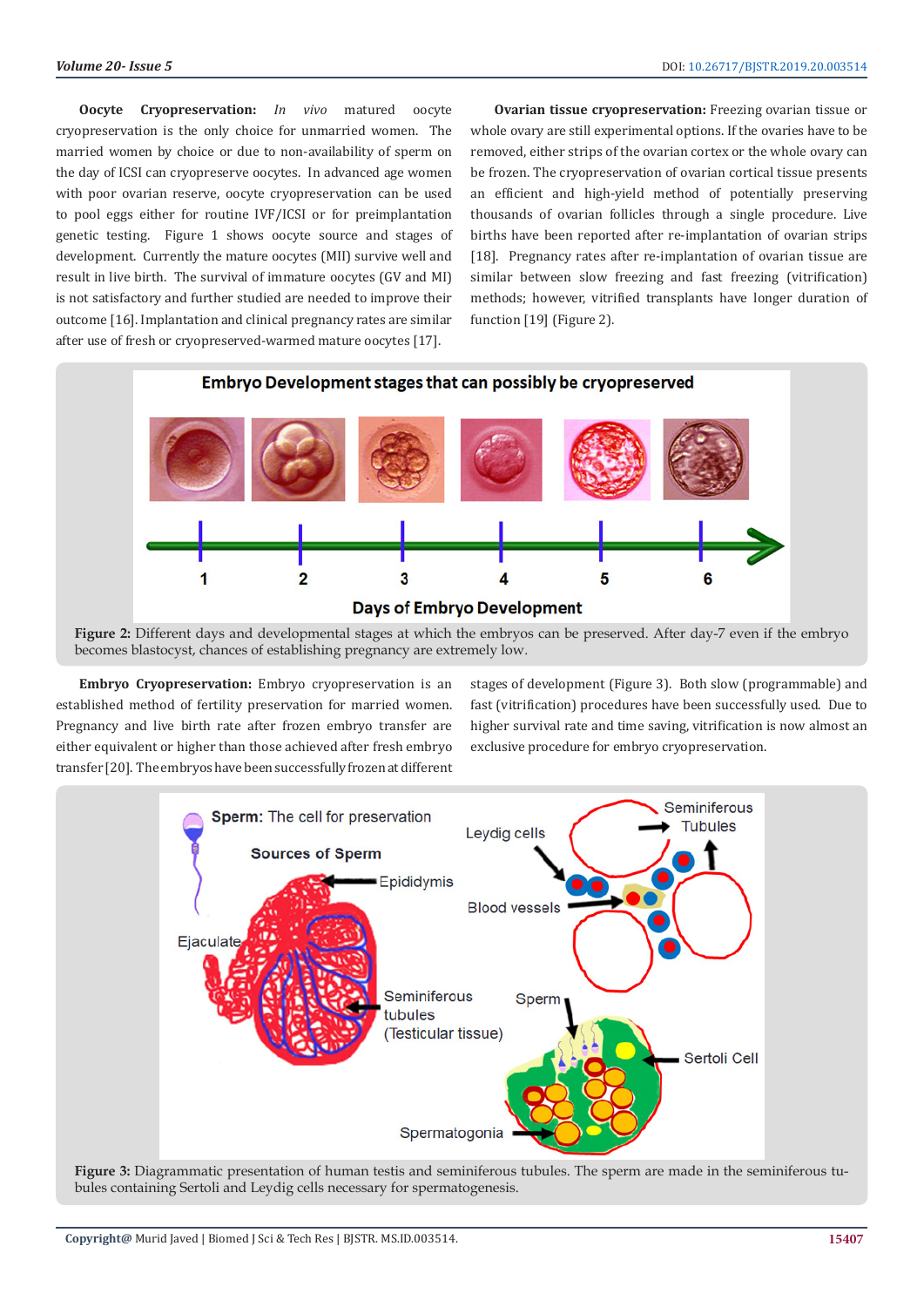**Oocyte Cryopreservation:** *In vivo* matured oocyte cryopreservation is the only choice for unmarried women. The married women by choice or due to non-availability of sperm on the day of ICSI can cryopreserve oocytes. In advanced age women with poor ovarian reserve, oocyte cryopreservation can be used to pool eggs either for routine IVF/ICSI or for preimplantation genetic testing. Figure 1 shows oocyte source and stages of development. Currently the mature oocytes (MII) survive well and result in live birth. The survival of immature oocytes (GV and MI) is not satisfactory and further studied are needed to improve their outcome [16]. Implantation and clinical pregnancy rates are similar after use of fresh or cryopreserved-warmed mature oocytes [17].

**Ovarian tissue cryopreservation:** Freezing ovarian tissue or whole ovary are still experimental options. If the ovaries have to be removed, either strips of the ovarian cortex or the whole ovary can be frozen. The cryopreservation of ovarian cortical tissue presents an efficient and high-yield method of potentially preserving thousands of ovarian follicles through a single procedure. Live births have been reported after re-implantation of ovarian strips [18]. Pregnancy rates after re-implantation of ovarian tissue are similar between slow freezing and fast freezing (vitrification) methods; however, vitrified transplants have longer duration of function [19] (Figure 2).

**Figure 2:** Different days and developmental stages at which the embryos can be preserved. After day-7 even if the embryo becomes blastocyst, chances of establishing pregnancy are extremely low.

**Embryo Cryopreservation:** Embryo cryopreservation is an established method of fertility preservation for married women. Pregnancy and live birth rate after frozen embryo transfer are either equivalent or higher than those achieved after fresh embryo transfer [20]. The embryos have been successfully frozen at different stages of development (Figure 3). Both slow (programmable) and fast (vitrification) procedures have been successfully used. Due to higher survival rate and time saving, vitrification is now almost an exclusive procedure for embryo cryopreservation.

**Figure 3:** Diagrammatic presentation of human testis and seminiferous tubules. The sperm are made in the seminiferous tubules containing Sertoli and Leydig cells necessary for spermatogenesis.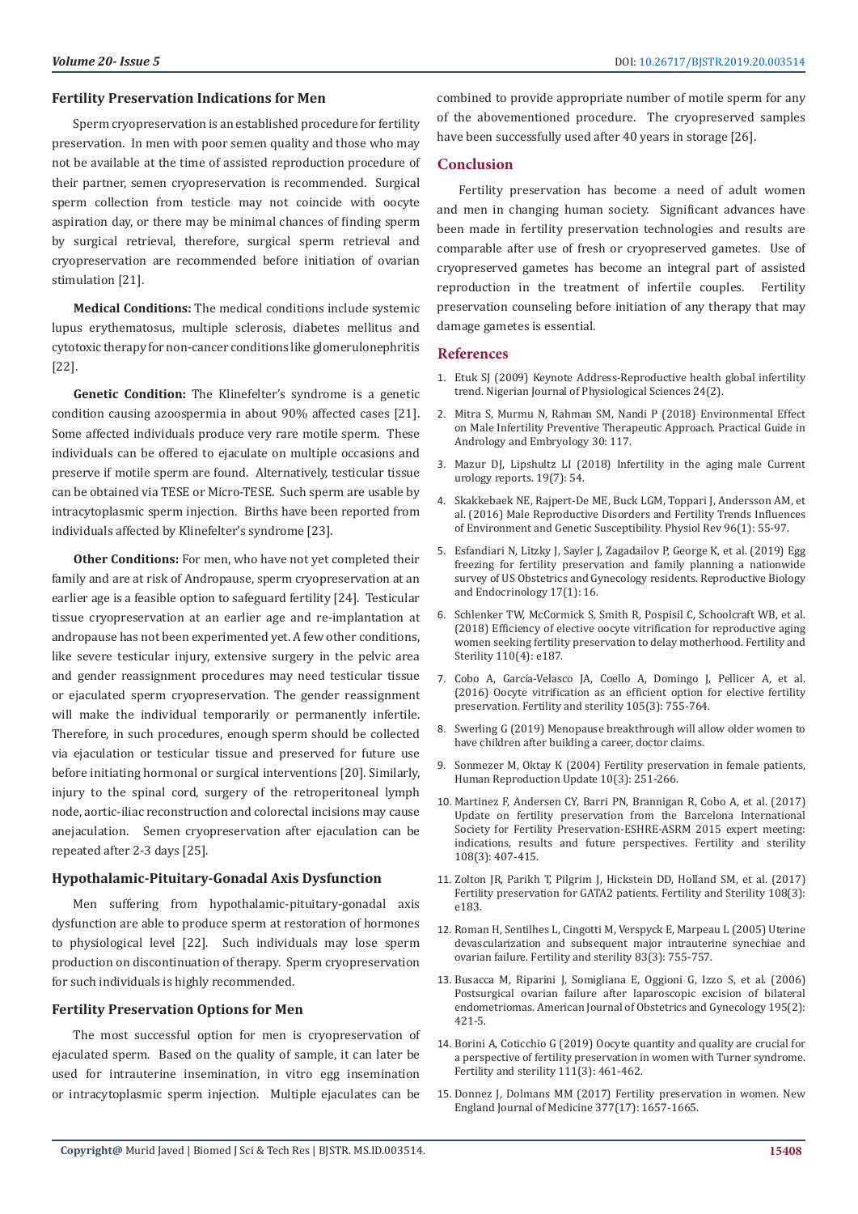### Fertility Preservation Indications for Men

Sperm cryopreservation is an established procedure for fertility preservation. In men with poor semen quality and those who may not be available at the time of assisted reproduction procedure of their partner, semen cryopreservation is recommended. Surgical sperm collection from testicle may not coincide with oocyte aspiration day, or there may be minimal chances of finding sperm by surgical retrieval, therefore, surgical sperm retrieval and cryopreservation are recommended before initiation of ovarian stimulation [21].

**Medical Conditions:** The medical conditions include systemic lupus erythematosus, multiple sclerosis, diabetes mellitus and cytotoxic therapy for non-cancer conditions like glomerulonephritis [22].

**Genetic Condition:** The Klinefelter's syndrome is a genetic condition causing azoospermia in about 90% affected cases [21]. Some affected individuals produce very rare motile sperm. These individuals can be offered to ejaculate on multiple occasions and preserve if motile sperm are found. Alternatively, testicular tissue can be obtained via TESE or Micro-TESE. Such sperm are usable by intracytoplasmic sperm injection. Births have been reported from individuals affected by Klinefelter's syndrome [23].

**Other Conditions:** For men, who have not yet completed their family and are at risk of Andropause, sperm cryopreservation at an earlier age is a feasible option to safeguard fertility [24]. Testicular tissue cryopreservation at an earlier age and re-implantation at andropause has not been experimented yet. A few other conditions, like severe testicular injury, extensive surgery in the pelvic area and gender reassignment procedures may need testicular tissue or ejaculated sperm cryopreservation. The gender reassignment will make the individual temporarily or permanently infertile. Therefore, in such procedures, enough sperm should be collected via ejaculation or testicular tissue and preserved for future use before initiating hormonal or surgical interventions [20]. Similarly, injury to the spinal cord, surgery of the retroperitoneal lymph node, aortic-iliac reconstruction and colorectal incisions may cause anejaculation. Semen cryopreservation after ejaculation can be repeated after 2-3 days [25].

### Hypothalamic-Pituitary-Gonadal Axis Dysfunction

Men suffering from hypothalamic-pituitary-gonadal axis dysfunction are able to produce sperm at restoration of hormones to physiological level [22]. Such individuals may lose sperm production on discontinuation of therapy. Sperm cryopreservation for such individuals is highly recommended.

### Fertility Preservation Options for Men

The most successful option for men is cryopreservation of ejaculated sperm. Based on the quality of sample, it can later be used for intrauterine insemination, in vitro egg insemination or intracytoplasmic sperm injection. Multiple ejaculates can be combined to provide appropriate number of motile sperm for any of the abovementioned procedure. The cryopreserved samples have been successfully used after 40 years in storage [26].

## Conclusion

Fertility preservation has become a need of adult women and men in changing human society. Significant advances have been made in fertility preservation technologies and results are comparable after use of fresh or cryopreserved gametes. Use of cryopreserved gametes has become an integral part of assisted reproduction in the treatment of infertile couples. Fertility preservation counseling before initiation of any therapy that may damage gametes is essential.

## References

1. Etuk SJ (2009) Keynote Address-Reproductive health global infertility trend. Nigerian Journal of Physiological Sciences 24(2).
2. Mitra S, Murmu N, Rahman SM, Nandi P (2018) Environmental Effect on Male Infertility Preventive Therapeutic Approach. Practical Guide in Andrology and Embryology 30: 117.
3. Mazur DJ, Lipshultz LI (2018) Infertility in the aging male Current urology reports. 19(7): 54.
4. Skakkebaek NE, Rajpert-De ME, Buck LGM, Toppari J, Andersson AM, et al. (2016) Male Reproductive Disorders and Fertility Trends Influences of Environment and Genetic Susceptibility. Physiol Rev 96(1): 55-97.
5. Esfandiari N, Litzky J, Sayler J, Zagadailov P, George K, et al. (2019) Egg freezing for fertility preservation and family planning a nationwide survey of US Obstetrics and Gynecology residents. Reproductive Biology and Endocrinology 17(1): 16.
6. Schlenker TW, McCormick S, Smith R, Pospisil C, Schoolcraft WB, et al. (2018) Efficiency of elective oocyte vitrification for reproductive aging women seeking fertility preservation to delay motherhood. Fertility and Sterility 110(4): e187.
7. Cobo A, García-Velasco JA, Coello A, Domingo J, Pellicer A, et al. (2016) Oocyte vitrification as an efficient option for elective fertility preservation. Fertility and sterility 105(3): 755-764.
8. Swerling G (2019) Menopause breakthrough will allow older women to have children after building a career, doctor claims.
9. Sonmezer M, Oktay K (2004) Fertility preservation in female patients, Human Reproduction Update 10(3): 251-266.
10. Martinez F, Andersen CY, Barri PN, Brannigan R, Cobo A, et al. (2017) Update on fertility preservation from the Barcelona International Society for Fertility Preservation-ESHRE-ASRM 2015 expert meeting: indications, results and future perspectives. Fertility and sterility 108(3): 407-415.
11. Zolton JR, Parikh T, Pilgrim J, Hickstein DD, Holland SM, et al. (2017) Fertility preservation for GATA2 patients. Fertility and Sterility 108(3): e183.
12. Roman H, Sentilhes L, Cingotti M, Verspyck E, Marpeau L (2005) Uterine devascularization and subsequent major intrauterine synechiae and ovarian failure. Fertility and sterility 83(3): 755-757.
13. Busacca M, Riparini J, Somigliana E, Oggioni G, Izzo S, et al. (2006) Postsurgical ovarian failure after laparoscopic excision of bilateral endometriomas. American Journal of Obstetrics and Gynecology 195(2): 421-5.
14. Borini A, Coticchio G (2019) Oocyte quantity and quality are crucial for a perspective of fertility preservation in women with Turner syndrome. Fertility and sterility 111(3): 461-462.
15. Donnez J, Dolmans MM (2017) Fertility preservation in women. New England Journal of Medicine 377(17): 1657-1665.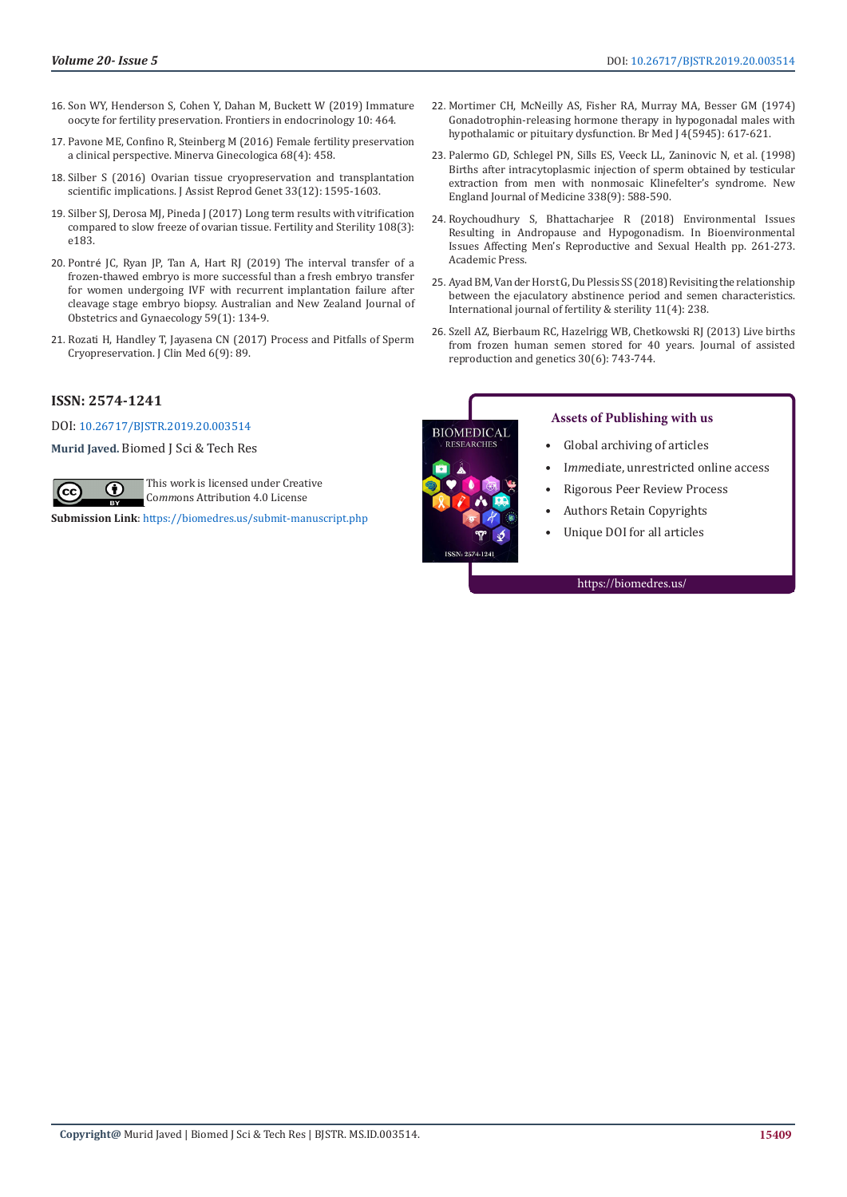16. Son WY, Henderson S, Cohen Y, Dahan M, Buckett W (2019) Immature oocyte for fertility preservation. Frontiers in endocrinology 10: 464.
17. Pavone ME, Confino R, Steinberg M (2016) Female fertility preservation a clinical perspective. Minerva Ginecologica 68(4): 458.
18. Silber S (2016) Ovarian tissue cryopreservation and transplantation scientific implications. J Assist Reprod Genet 33(12): 1595-1603.
19. Silber SJ, Derosa MJ, Pineda J (2017) Long term results with vitrification compared to slow freeze of ovarian tissue. Fertility and Sterility 108(3): e183.
20. Pontré JC, Ryan JP, Tan A, Hart RJ (2019) The interval transfer of a frozen-thawed embryo is more successful than a fresh embryo transfer for women undergoing IVF with recurrent implantation failure after cleavage stage embryo biopsy. Australian and New Zealand Journal of Obstetrics and Gynaecology 59(1): 134-9.
21. Rozati H, Handley T, Jayasena CN (2017) Process and Pitfalls of Sperm Cryopreservation. J Clin Med 6(9): 89.
22. Mortimer CH, McNeilly AS, Fisher RA, Murray MA, Besser GM (1974) Gonadotrophin-releasing hormone therapy in hypogonadal males with hypothalamic or pituitary dysfunction. Br Med J 4(5945): 617-621.
23. Palermo GD, Schlegel PN, Sills ES, Veeck LL, Zaninovic N, et al. (1998) Births after intracytoplasmic injection of sperm obtained by testicular extraction from men with nonmosaic Klinefelter's syndrome. New England Journal of Medicine 338(9): 588-590.
24. Roychoudhury S, Bhattacharjee R (2018) Environmental Issues Resulting in Andropause and Hypogonadism. In Bioenvironmental Issues Affecting Men's Reproductive and Sexual Health pp. 261-273. Academic Press.
25. Ayad BM, Van der Horst G, Du Plessis SS (2018) Revisiting the relationship between the ejaculatory abstinence period and semen characteristics. International journal of fertility & sterility 11(4): 238.
26. Szell AZ, Bierbaum RC, Hazelrigg WB, Chetkowski RJ (2013) Live births from frozen human semen stored for 40 years. Journal of assisted reproduction and genetics 30(6): 743-744.

**ISSN: 2574-1241**

DOI: 10.26717/BJSTR.2019.20.003514

**Murid Javed.** Biomed J Sci & Tech Res

This work is licensed under Creative Commons Attribution 4.0 License

**Submission Link**: https://biomedres.us/submit-manuscript.php

**Assets of Publishing with us**

- Global archiving of articles
- Immediate, unrestricted online access
- Rigorous Peer Review Process
- Authors Retain Copyrights
- Unique DOI for all articles

https://biomedres.us/